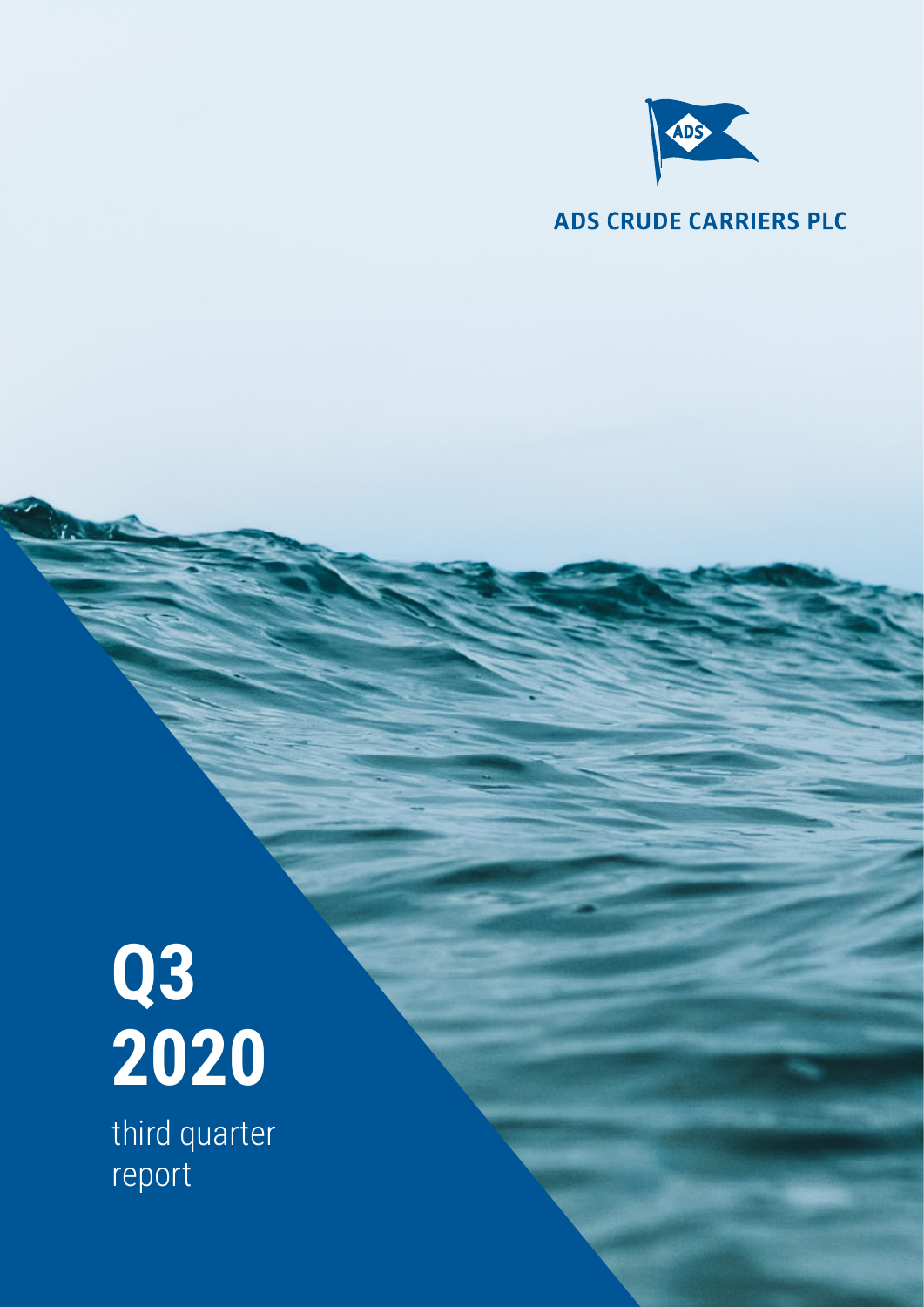ADS CRUDE CARRIERS PLC

# Q3 2020

third quarter report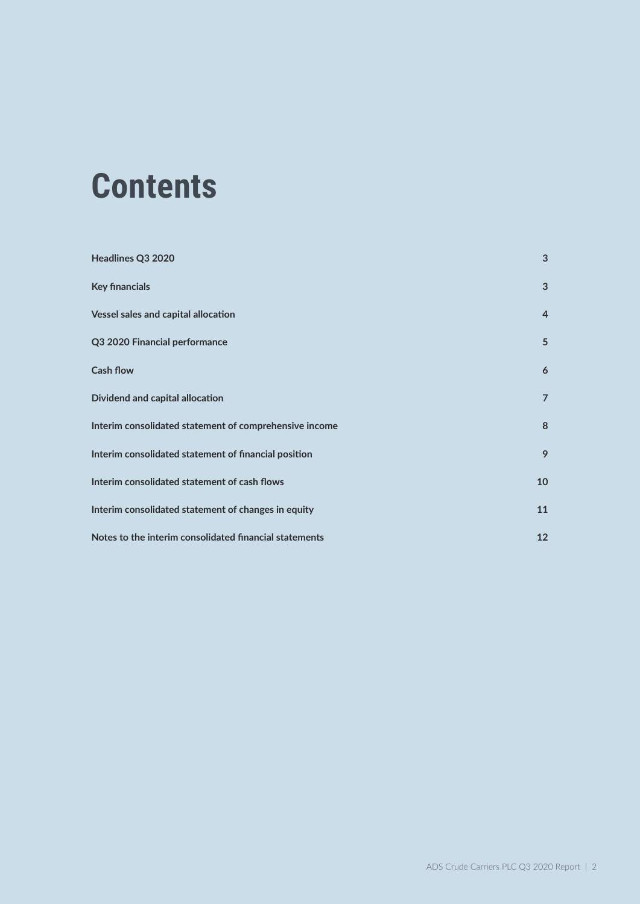# Contents

| | |
|---|---|
| **Headlines Q3 2020** | **3** |
| **Key financials** | **3** |
| **Vessel sales and capital allocation** | **4** |
| **Q3 2020 Financial performance** | **5** |
| **Cash flow** | **6** |
| **Dividend and capital allocation** | **7** |
| **Interim consolidated statement of comprehensive income** | **8** |
| **Interim consolidated statement of financial position** | **9** |
| **Interim consolidated statement of cash flows** | **10** |
| **Interim consolidated statement of changes in equity** | **11** |
| **Notes to the interim consolidated financial statements** | **12** |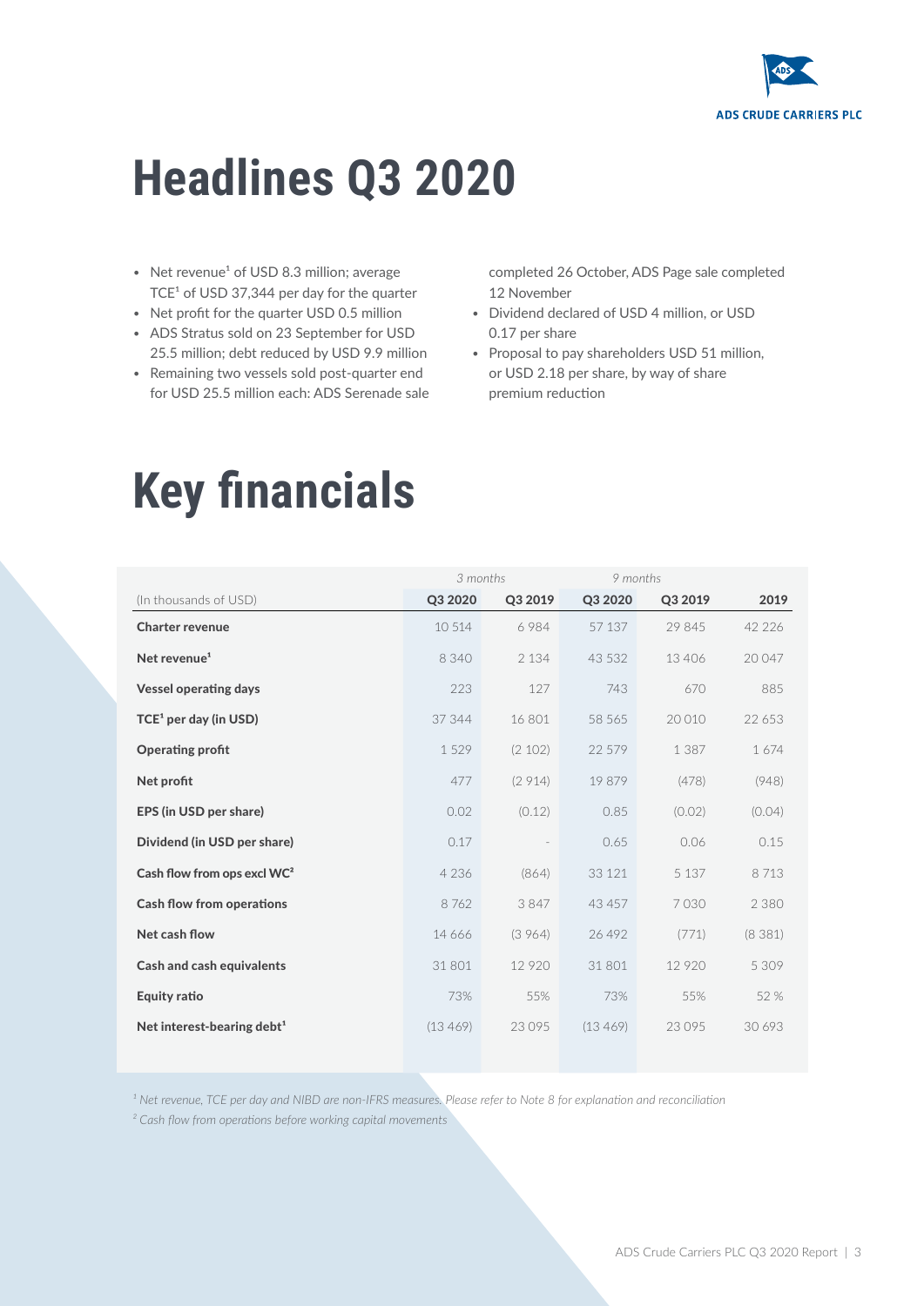# Headlines Q3 2020

- Net revenue[1] of USD 8.3 million; average TCE[1] of USD 37,344 per day for the quarter
- Net profit for the quarter USD 0.5 million
- ADS Stratus sold on 23 September for USD 25.5 million; debt reduced by USD 9.9 million
- Remaining two vessels sold post-quarter end for USD 25.5 million each: ADS Serenade sale completed 26 October, ADS Page sale completed 12 November
- Dividend declared of USD 4 million, or USD 0.17 per share
- Proposal to pay shareholders USD 51 million, or USD 2.18 per share, by way of share premium reduction

# Key financials

| | *3 months* | | *9 months* | | |
|---|---|---|---|---|---|
| (In thousands of USD) | **Q3 2020** | **Q3 2019** | **Q3 2020** | **Q3 2019** | **2019** |
| **Charter revenue** | 10 514 | 6 984 | 57 137 | 29 845 | 42 226 |
| **Net revenue[1]** | 8 340 | 2 134 | 43 532 | 13 406 | 20 047 |
| **Vessel operating days** | 223 | 127 | 743 | 670 | 885 |
| **TCE[1] per day (in USD)** | 37 344 | 16 801 | 58 565 | 20 010 | 22 653 |
| **Operating profit** | 1 529 | (2 102) | 22 579 | 1 387 | 1 674 |
| **Net profit** | 477 | (2 914) | 19 879 | (478) | (948) |
| **EPS (in USD per share)** | 0.02 | (0.12) | 0.85 | (0.02) | (0.04) |
| **Dividend (in USD per share)** | 0.17 | - | 0.65 | 0.06 | 0.15 |
| **Cash flow from ops excl WC[2]** | 4 236 | (864) | 33 121 | 5 137 | 8 713 |
| **Cash flow from operations** | 8 762 | 3 847 | 43 457 | 7 030 | 2 380 |
| **Net cash flow** | 14 666 | (3 964) | 26 492 | (771) | (8 381) |
| **Cash and cash equivalents** | 31 801 | 12 920 | 31 801 | 12 920 | 5 309 |
| **Equity ratio** | 73% | 55% | 73% | 55% | 52 % |
| **Net interest-bearing debt[1]** | (13 469) | 23 095 | (13 469) | 23 095 | 30 693 |

*[1] Net revenue, TCE per day and NIBD are non-IFRS measures. Please refer to Note 8 for explanation and reconciliation*

*[2] Cash flow from operations before working capital movements*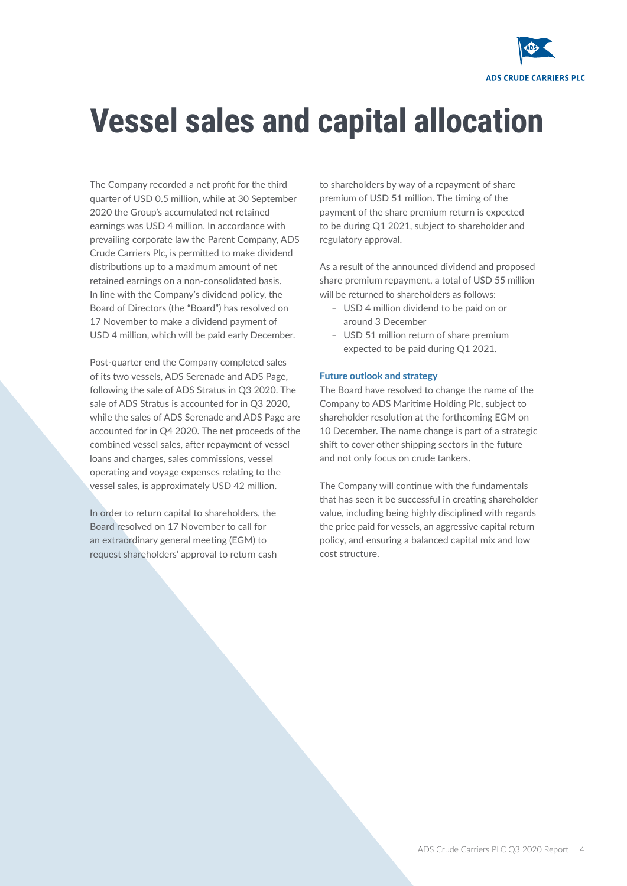# Vessel sales and capital allocation

The Company recorded a net profit for the third quarter of USD 0.5 million, while at 30 September 2020 the Group's accumulated net retained earnings was USD 4 million. In accordance with prevailing corporate law the Parent Company, ADS Crude Carriers Plc, is permitted to make dividend distributions up to a maximum amount of net retained earnings on a non-consolidated basis. In line with the Company's dividend policy, the Board of Directors (the "Board") has resolved on 17 November to make a dividend payment of USD 4 million, which will be paid early December.

Post-quarter end the Company completed sales of its two vessels, ADS Serenade and ADS Page, following the sale of ADS Stratus in Q3 2020. The sale of ADS Stratus is accounted for in Q3 2020, while the sales of ADS Serenade and ADS Page are accounted for in Q4 2020. The net proceeds of the combined vessel sales, after repayment of vessel loans and charges, sales commissions, vessel operating and voyage expenses relating to the vessel sales, is approximately USD 42 million.

In order to return capital to shareholders, the Board resolved on 17 November to call for an extraordinary general meeting (EGM) to request shareholders' approval to return cash to shareholders by way of a repayment of share premium of USD 51 million. The timing of the payment of the share premium return is expected to be during Q1 2021, subject to shareholder and regulatory approval.

As a result of the announced dividend and proposed share premium repayment, a total of USD 55 million will be returned to shareholders as follows:

- USD 4 million dividend to be paid on or around 3 December
- USD 51 million return of share premium expected to be paid during Q1 2021.

### Future outlook and strategy

The Board have resolved to change the name of the Company to ADS Maritime Holding Plc, subject to shareholder resolution at the forthcoming EGM on 10 December. The name change is part of a strategic shift to cover other shipping sectors in the future and not only focus on crude tankers.

The Company will continue with the fundamentals that has seen it be successful in creating shareholder value, including being highly disciplined with regards the price paid for vessels, an aggressive capital return policy, and ensuring a balanced capital mix and low cost structure.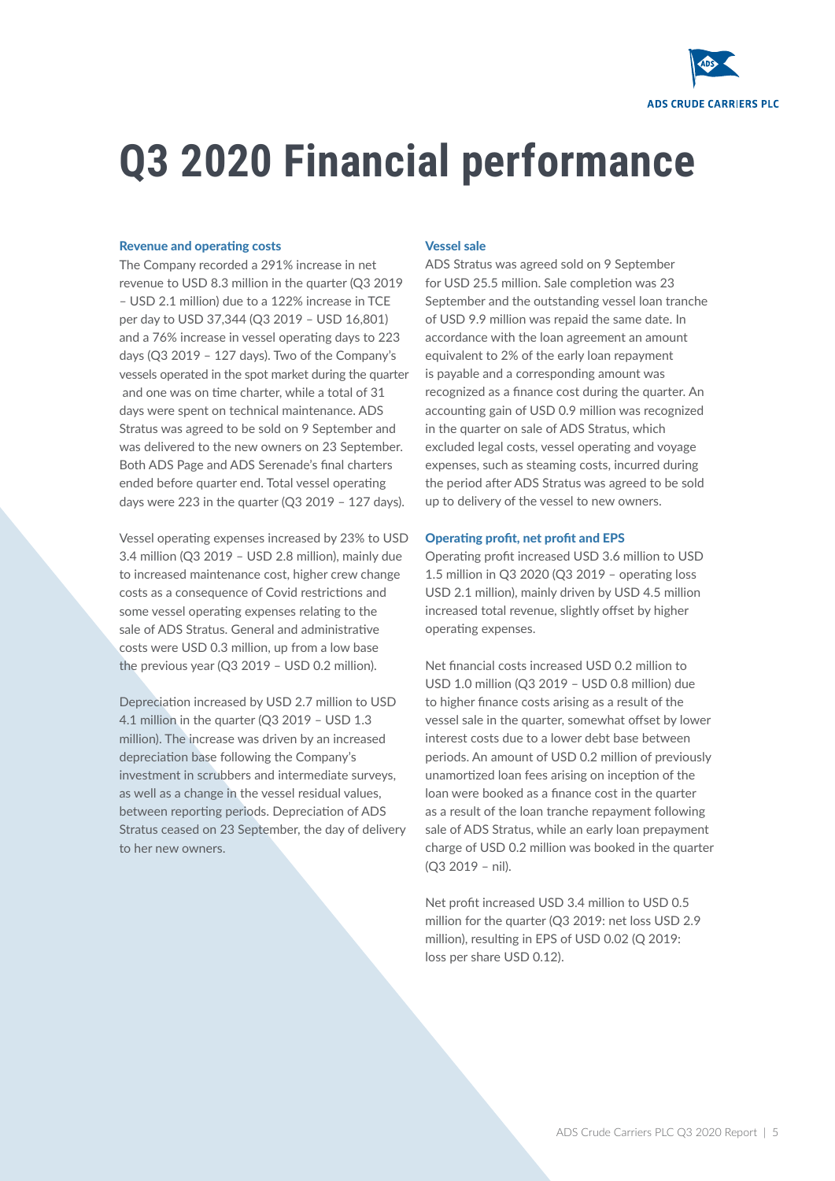# Q3 2020 Financial performance

### Revenue and operating costs

The Company recorded a 291% increase in net revenue to USD 8.3 million in the quarter (Q3 2019 – USD 2.1 million) due to a 122% increase in TCE per day to USD 37,344 (Q3 2019 – USD 16,801) and a 76% increase in vessel operating days to 223 days (Q3 2019 – 127 days). Two of the Company's vessels operated in the spot market during the quarter and one was on time charter, while a total of 31 days were spent on technical maintenance. ADS Stratus was agreed to be sold on 9 September and was delivered to the new owners on 23 September. Both ADS Page and ADS Serenade's final charters ended before quarter end. Total vessel operating days were 223 in the quarter (Q3 2019 – 127 days).

Vessel operating expenses increased by 23% to USD 3.4 million (Q3 2019 – USD 2.8 million), mainly due to increased maintenance cost, higher crew change costs as a consequence of Covid restrictions and some vessel operating expenses relating to the sale of ADS Stratus. General and administrative costs were USD 0.3 million, up from a low base the previous year (Q3 2019 – USD 0.2 million).

Depreciation increased by USD 2.7 million to USD 4.1 million in the quarter (Q3 2019 – USD 1.3 million). The increase was driven by an increased depreciation base following the Company's investment in scrubbers and intermediate surveys, as well as a change in the vessel residual values, between reporting periods. Depreciation of ADS Stratus ceased on 23 September, the day of delivery to her new owners.

### Vessel sale

ADS Stratus was agreed sold on 9 September for USD 25.5 million. Sale completion was 23 September and the outstanding vessel loan tranche of USD 9.9 million was repaid the same date. In accordance with the loan agreement an amount equivalent to 2% of the early loan repayment is payable and a corresponding amount was recognized as a finance cost during the quarter. An accounting gain of USD 0.9 million was recognized in the quarter on sale of ADS Stratus, which excluded legal costs, vessel operating and voyage expenses, such as steaming costs, incurred during the period after ADS Stratus was agreed to be sold up to delivery of the vessel to new owners.

### Operating profit, net profit and EPS

Operating profit increased USD 3.6 million to USD 1.5 million in Q3 2020 (Q3 2019 – operating loss USD 2.1 million), mainly driven by USD 4.5 million increased total revenue, slightly offset by higher operating expenses.

Net financial costs increased USD 0.2 million to USD 1.0 million (Q3 2019 – USD 0.8 million) due to higher finance costs arising as a result of the vessel sale in the quarter, somewhat offset by lower interest costs due to a lower debt base between periods. An amount of USD 0.2 million of previously unamortized loan fees arising on inception of the loan were booked as a finance cost in the quarter as a result of the loan tranche repayment following sale of ADS Stratus, while an early loan prepayment charge of USD 0.2 million was booked in the quarter (Q3 2019 – nil).

Net profit increased USD 3.4 million to USD 0.5 million for the quarter (Q3 2019: net loss USD 2.9 million), resulting in EPS of USD 0.02 (Q 2019: loss per share USD 0.12).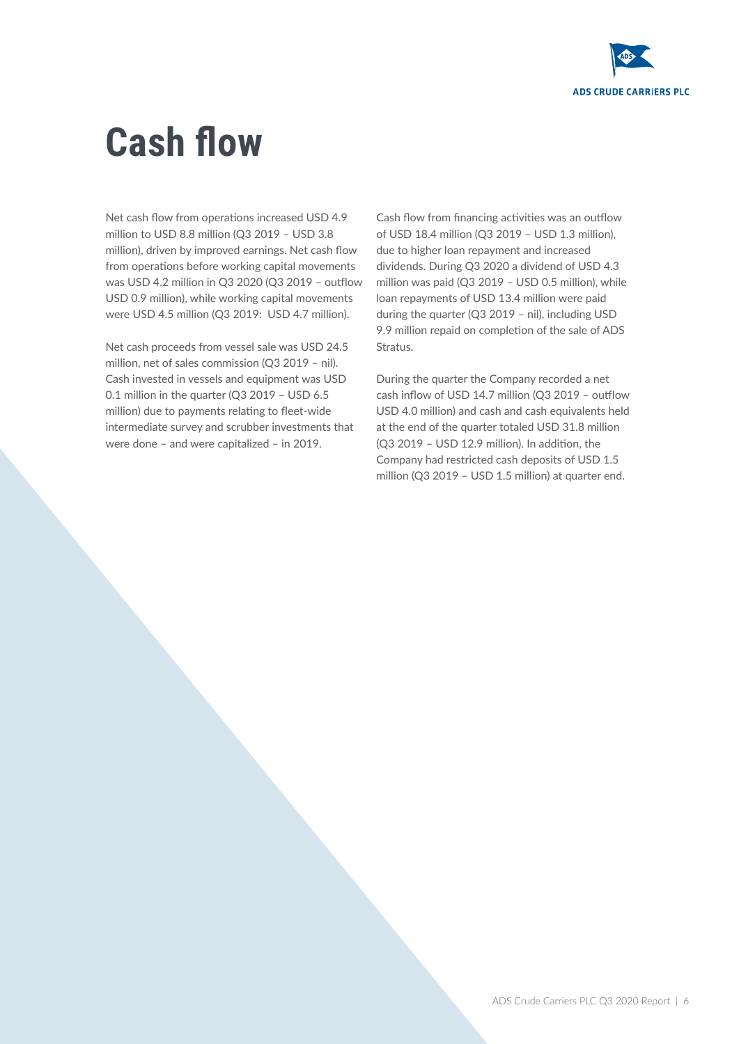# Cash flow

Net cash flow from operations increased USD 4.9 million to USD 8.8 million (Q3 2019 – USD 3.8 million), driven by improved earnings. Net cash flow from operations before working capital movements was USD 4.2 million in Q3 2020 (Q3 2019 – outflow USD 0.9 million), while working capital movements were USD 4.5 million (Q3 2019: USD 4.7 million).

Net cash proceeds from vessel sale was USD 24.5 million, net of sales commission (Q3 2019 – nil). Cash invested in vessels and equipment was USD 0.1 million in the quarter (Q3 2019 – USD 6.5 million) due to payments relating to fleet-wide intermediate survey and scrubber investments that were done – and were capitalized – in 2019.

Cash flow from financing activities was an outflow of USD 18.4 million (Q3 2019 – USD 1.3 million), due to higher loan repayment and increased dividends. During Q3 2020 a dividend of USD 4.3 million was paid (Q3 2019 – USD 0.5 million), while loan repayments of USD 13.4 million were paid during the quarter (Q3 2019 – nil), including USD 9.9 million repaid on completion of the sale of ADS Stratus.

During the quarter the Company recorded a net cash inflow of USD 14.7 million (Q3 2019 – outflow USD 4.0 million) and cash and cash equivalents held at the end of the quarter totaled USD 31.8 million (Q3 2019 – USD 12.9 million). In addition, the Company had restricted cash deposits of USD 1.5 million (Q3 2019 – USD 1.5 million) at quarter end.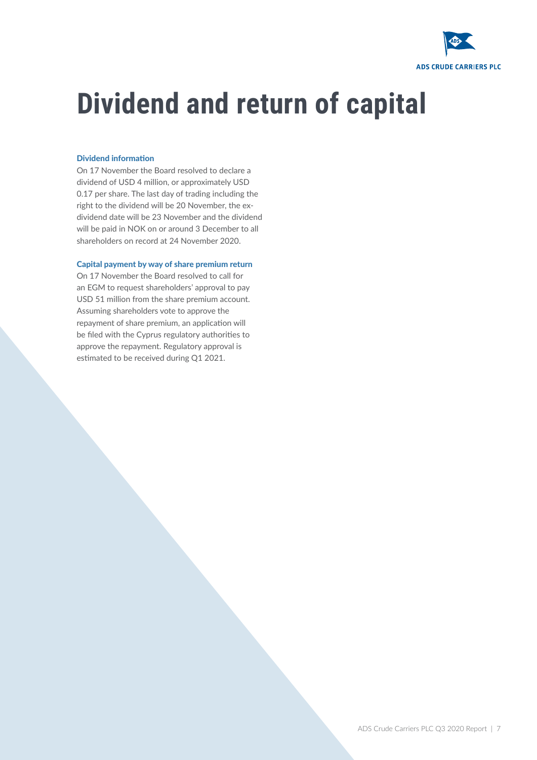# Dividend and return of capital

### Dividend information

On 17 November the Board resolved to declare a dividend of USD 4 million, or approximately USD 0.17 per share. The last day of trading including the right to the dividend will be 20 November, the ex-dividend date will be 23 November and the dividend will be paid in NOK on or around 3 December to all shareholders on record at 24 November 2020.

### Capital payment by way of share premium return

On 17 November the Board resolved to call for an EGM to request shareholders' approval to pay USD 51 million from the share premium account. Assuming shareholders vote to approve the repayment of share premium, an application will be filed with the Cyprus regulatory authorities to approve the repayment. Regulatory approval is estimated to be received during Q1 2021.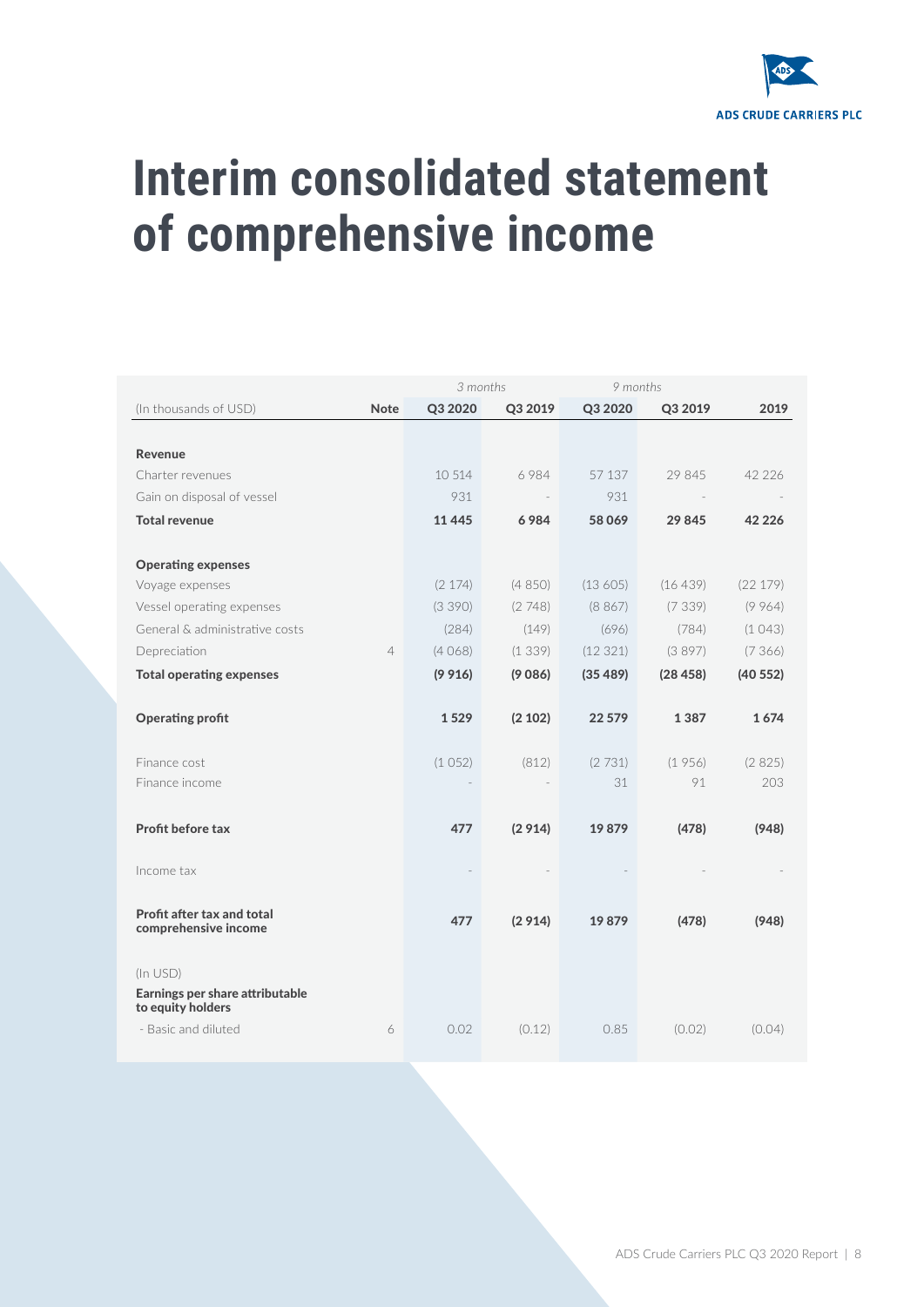# Interim consolidated statement of comprehensive income

| (In thousands of USD) | Note | 3 months Q3 2020 | 3 months Q3 2019 | 9 months Q3 2020 | 9 months Q3 2019 | 2019 |
|---|---|---|---|---|---|---|
| **Revenue** | | | | | | |
| Charter revenues | | 10 514 | 6 984 | 57 137 | 29 845 | 42 226 |
| Gain on disposal of vessel | | 931 | - | 931 | - | - |
| **Total revenue** | | **11 445** | **6 984** | **58 069** | **29 845** | **42 226** |
| **Operating expenses** | | | | | | |
| Voyage expenses | | (2 174) | (4 850) | (13 605) | (16 439) | (22 179) |
| Vessel operating expenses | | (3 390) | (2 748) | (8 867) | (7 339) | (9 964) |
| General & administrative costs | | (284) | (149) | (696) | (784) | (1 043) |
| Depreciation | 4 | (4 068) | (1 339) | (12 321) | (3 897) | (7 366) |
| **Total operating expenses** | | **(9 916)** | **(9 086)** | **(35 489)** | **(28 458)** | **(40 552)** |
| **Operating profit** | | **1 529** | **(2 102)** | **22 579** | **1 387** | **1 674** |
| Finance cost | | (1 052) | (812) | (2 731) | (1 956) | (2 825) |
| Finance income | | - | - | 31 | 91 | 203 |
| **Profit before tax** | | **477** | **(2 914)** | **19 879** | **(478)** | **(948)** |
| Income tax | | - | - | - | - | - |
| **Profit after tax and total comprehensive income** | | **477** | **(2 914)** | **19 879** | **(478)** | **(948)** |
| (In USD) | | | | | | |
| **Earnings per share attributable to equity holders** | | | | | | |
| - Basic and diluted | 6 | 0.02 | (0.12) | 0.85 | (0.02) | (0.04) |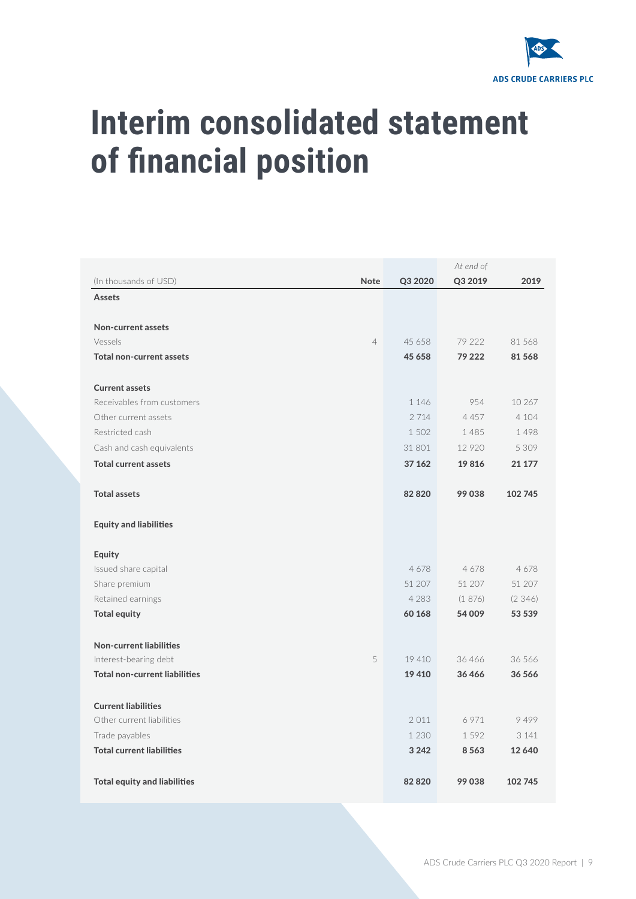# Interim consolidated statement of financial position

| (In thousands of USD) | Note | Q3 2020 | *At end of* Q3 2019 | 2019 |
|---|---|---|---|---|
| **Assets** | | | | |
| **Non-current assets** | | | | |
| Vessels | 4 | 45 658 | 79 222 | 81 568 |
| **Total non-current assets** | | **45 658** | **79 222** | **81 568** |
| **Current assets** | | | | |
| Receivables from customers | | 1 146 | 954 | 10 267 |
| Other current assets | | 2 714 | 4 457 | 4 104 |
| Restricted cash | | 1 502 | 1 485 | 1 498 |
| Cash and cash equivalents | | 31 801 | 12 920 | 5 309 |
| **Total current assets** | | **37 162** | **19 816** | **21 177** |
| **Total assets** | | **82 820** | **99 038** | **102 745** |
| **Equity and liabilities** | | | | |
| **Equity** | | | | |
| Issued share capital | | 4 678 | 4 678 | 4 678 |
| Share premium | | 51 207 | 51 207 | 51 207 |
| Retained earnings | | 4 283 | (1 876) | (2 346) |
| **Total equity** | | **60 168** | **54 009** | **53 539** |
| **Non-current liabilities** | | | | |
| Interest-bearing debt | 5 | 19 410 | 36 466 | 36 566 |
| **Total non-current liabilities** | | **19 410** | **36 466** | **36 566** |
| **Current liabilities** | | | | |
| Other current liabilities | | 2 011 | 6 971 | 9 499 |
| Trade payables | | 1 230 | 1 592 | 3 141 |
| **Total current liabilities** | | **3 242** | **8 563** | **12 640** |
| **Total equity and liabilities** | | **82 820** | **99 038** | **102 745** |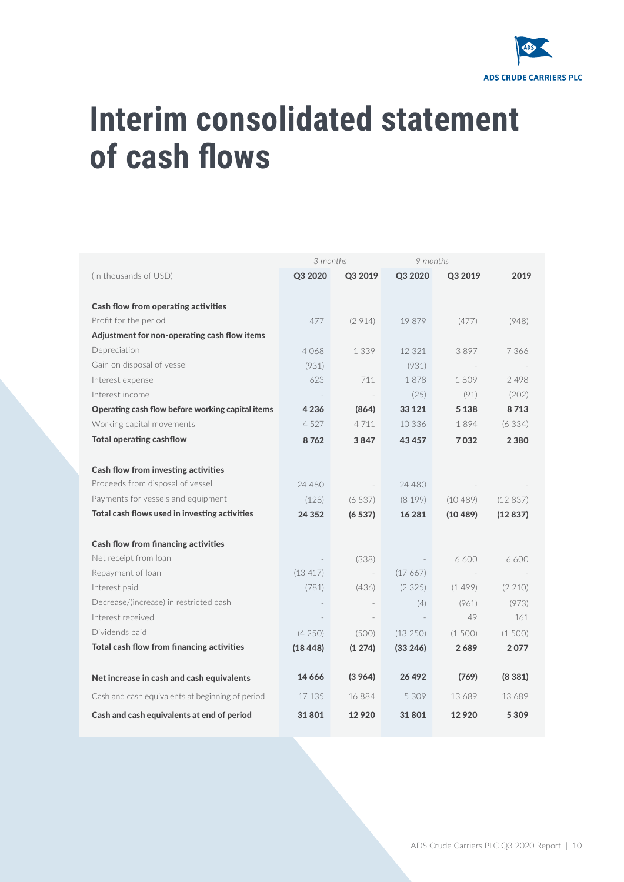# Interim consolidated statement of cash flows

| (In thousands of USD) | 3 months Q3 2020 | 3 months Q3 2019 | 9 months Q3 2020 | 9 months Q3 2019 | 2019 |
|---|---|---|---|---|---|
| **Cash flow from operating activities** | | | | | |
| Profit for the period | 477 | (2 914) | 19 879 | (477) | (948) |
| **Adjustment for non-operating cash flow items** | | | | | |
| Depreciation | 4 068 | 1 339 | 12 321 | 3 897 | 7 366 |
| Gain on disposal of vessel | (931) | | (931) | - | - |
| Interest expense | 623 | 711 | 1 878 | 1 809 | 2 498 |
| Interest income | - | - | (25) | (91) | (202) |
| **Operating cash flow before working capital items** | **4 236** | **(864)** | **33 121** | **5 138** | **8 713** |
| Working capital movements | 4 527 | 4 711 | 10 336 | 1 894 | (6 334) |
| **Total operating cashflow** | **8 762** | **3 847** | **43 457** | **7 032** | **2 380** |
| **Cash flow from investing activities** | | | | | |
| Proceeds from disposal of vessel | 24 480 | - | 24 480 | - | - |
| Payments for vessels and equipment | (128) | (6 537) | (8 199) | (10 489) | (12 837) |
| **Total cash flows used in investing activities** | **24 352** | **(6 537)** | **16 281** | **(10 489)** | **(12 837)** |
| **Cash flow from financing activities** | | | | | |
| Net receipt from loan | - | (338) | - | 6 600 | 6 600 |
| Repayment of loan | (13 417) | - | (17 667) | - | - |
| Interest paid | (781) | (436) | (2 325) | (1 499) | (2 210) |
| Decrease/(increase) in restricted cash | - | - | (4) | (961) | (973) |
| Interest received | - | - | - | 49 | 161 |
| Dividends paid | (4 250) | (500) | (13 250) | (1 500) | (1 500) |
| **Total cash flow from financing activities** | **(18 448)** | **(1 274)** | **(33 246)** | **2 689** | **2 077** |
| **Net increase in cash and cash equivalents** | **14 666** | **(3 964)** | **26 492** | **(769)** | **(8 381)** |
| Cash and cash equivalents at beginning of period | 17 135 | 16 884 | 5 309 | 13 689 | 13 689 |
| **Cash and cash equivalents at end of period** | **31 801** | **12 920** | **31 801** | **12 920** | **5 309** |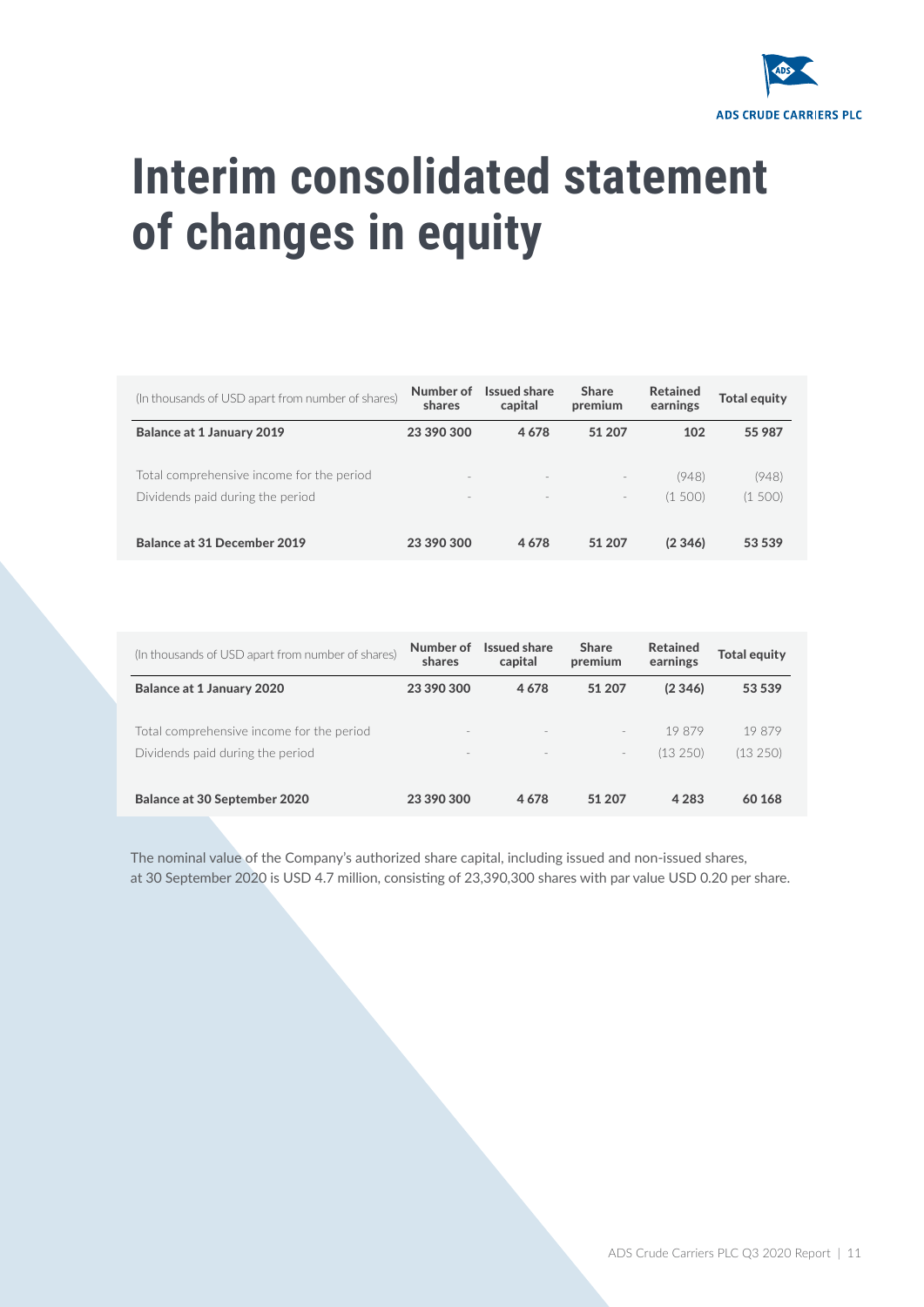# Interim consolidated statement of changes in equity

| (In thousands of USD apart from number of shares) | Number of shares | Issued share capital | Share premium | Retained earnings | Total equity |
|---|---|---|---|---|---|
| **Balance at 1 January 2019** | **23 390 300** | **4 678** | **51 207** | **102** | **55 987** |
| Total comprehensive income for the period | - | - | - | (948) | (948) |
| Dividends paid during the period | - | - | - | (1 500) | (1 500) |
| **Balance at 31 December 2019** | **23 390 300** | **4 678** | **51 207** | **(2 346)** | **53 539** |

| (In thousands of USD apart from number of shares) | Number of shares | Issued share capital | Share premium | Retained earnings | Total equity |
|---|---|---|---|---|---|
| **Balance at 1 January 2020** | **23 390 300** | **4 678** | **51 207** | **(2 346)** | **53 539** |
| Total comprehensive income for the period | - | - | - | 19 879 | 19 879 |
| Dividends paid during the period | - | - | - | (13 250) | (13 250) |
| **Balance at 30 September 2020** | **23 390 300** | **4 678** | **51 207** | **4 283** | **60 168** |

The nominal value of the Company's authorized share capital, including issued and non-issued shares, at 30 September 2020 is USD 4.7 million, consisting of 23,390,300 shares with par value USD 0.20 per share.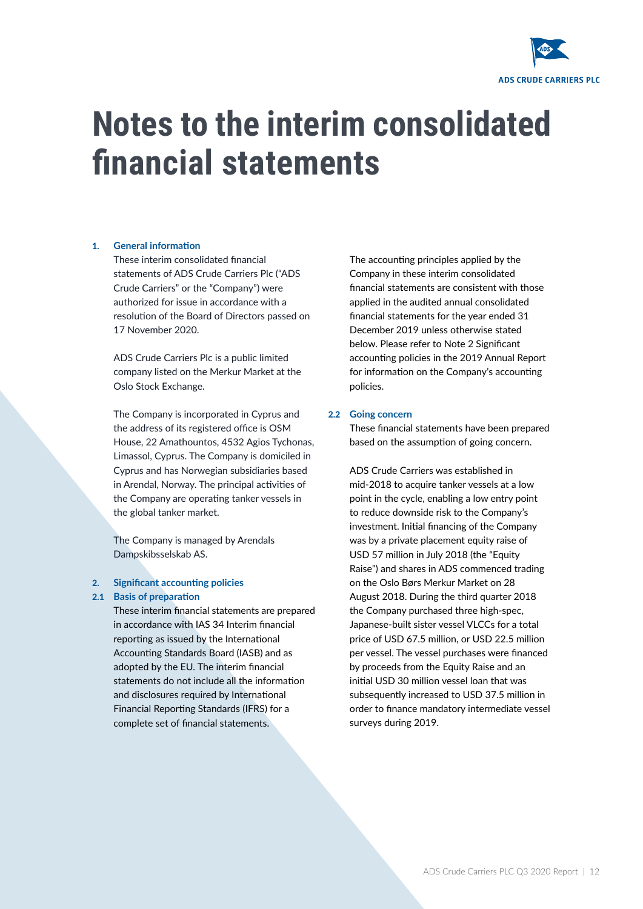# Notes to the interim consolidated financial statements

## 1. General information

These interim consolidated financial statements of ADS Crude Carriers Plc ("ADS Crude Carriers" or the "Company") were authorized for issue in accordance with a resolution of the Board of Directors passed on 17 November 2020.

ADS Crude Carriers Plc is a public limited company listed on the Merkur Market at the Oslo Stock Exchange.

The Company is incorporated in Cyprus and the address of its registered office is OSM House, 22 Amathountos, 4532 Agios Tychonas, Limassol, Cyprus. The Company is domiciled in Cyprus and has Norwegian subsidiaries based in Arendal, Norway. The principal activities of the Company are operating tanker vessels in the global tanker market.

The Company is managed by Arendals Dampskibsselskab AS.

## 2. Significant accounting policies

### 2.1 Basis of preparation

These interim financial statements are prepared in accordance with IAS 34 Interim financial reporting as issued by the International Accounting Standards Board (IASB) and as adopted by the EU. The interim financial statements do not include all the information and disclosures required by International Financial Reporting Standards (IFRS) for a complete set of financial statements.

The accounting principles applied by the Company in these interim consolidated financial statements are consistent with those applied in the audited annual consolidated financial statements for the year ended 31 December 2019 unless otherwise stated below. Please refer to Note 2 Significant accounting policies in the 2019 Annual Report for information on the Company's accounting policies.

### 2.2 Going concern

These financial statements have been prepared based on the assumption of going concern.

ADS Crude Carriers was established in mid-2018 to acquire tanker vessels at a low point in the cycle, enabling a low entry point to reduce downside risk to the Company's investment. Initial financing of the Company was by a private placement equity raise of USD 57 million in July 2018 (the "Equity Raise") and shares in ADS commenced trading on the Oslo Børs Merkur Market on 28 August 2018. During the third quarter 2018 the Company purchased three high-spec, Japanese-built sister vessel VLCCs for a total price of USD 67.5 million, or USD 22.5 million per vessel. The vessel purchases were financed by proceeds from the Equity Raise and an initial USD 30 million vessel loan that was subsequently increased to USD 37.5 million in order to finance mandatory intermediate vessel surveys during 2019.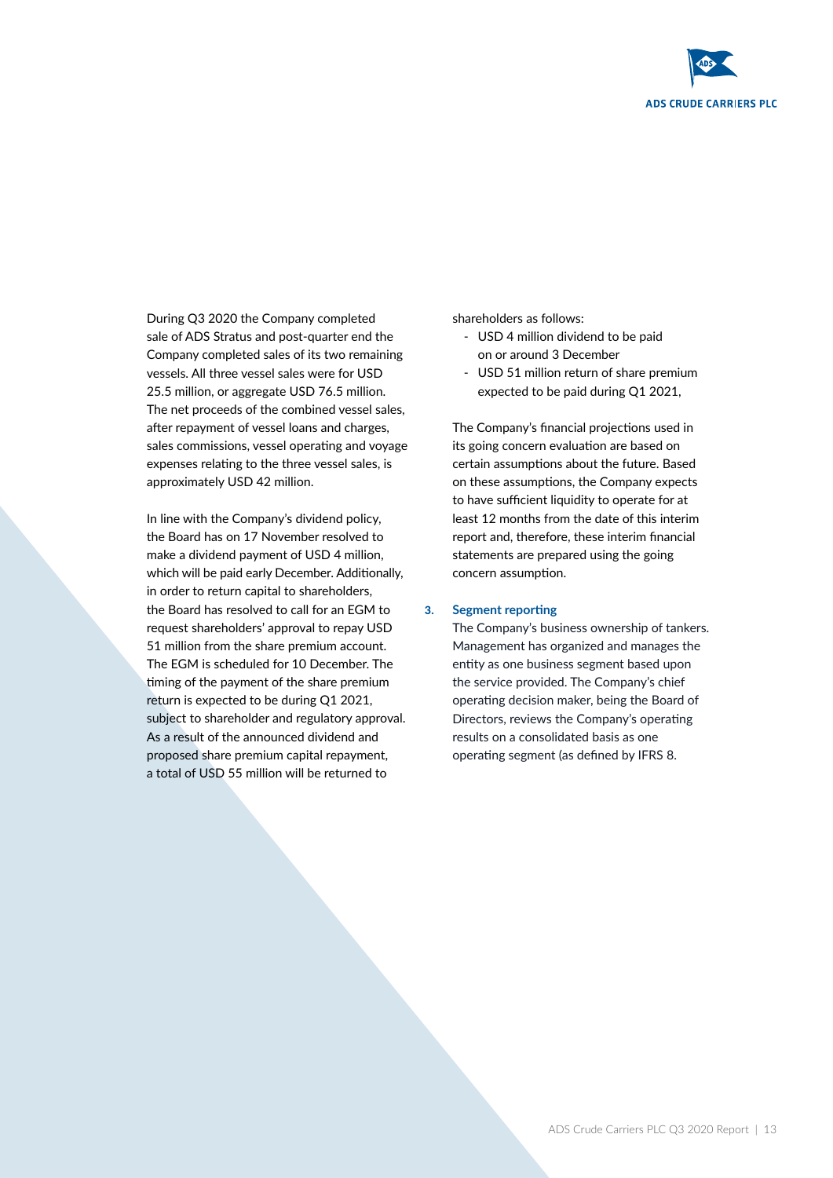During Q3 2020 the Company completed sale of ADS Stratus and post-quarter end the Company completed sales of its two remaining vessels. All three vessel sales were for USD 25.5 million, or aggregate USD 76.5 million. The net proceeds of the combined vessel sales, after repayment of vessel loans and charges, sales commissions, vessel operating and voyage expenses relating to the three vessel sales, is approximately USD 42 million.

In line with the Company's dividend policy, the Board has on 17 November resolved to make a dividend payment of USD 4 million, which will be paid early December. Additionally, in order to return capital to shareholders, the Board has resolved to call for an EGM to request shareholders' approval to repay USD 51 million from the share premium account. The EGM is scheduled for 10 December. The timing of the payment of the share premium return is expected to be during Q1 2021, subject to shareholder and regulatory approval. As a result of the announced dividend and proposed share premium capital repayment, a total of USD 55 million will be returned to shareholders as follows:

- USD 4 million dividend to be paid on or around 3 December
- USD 51 million return of share premium expected to be paid during Q1 2021,

The Company's financial projections used in its going concern evaluation are based on certain assumptions about the future. Based on these assumptions, the Company expects to have sufficient liquidity to operate for at least 12 months from the date of this interim report and, therefore, these interim financial statements are prepared using the going concern assumption.

### 3. Segment reporting

The Company's business ownership of tankers. Management has organized and manages the entity as one business segment based upon the service provided. The Company's chief operating decision maker, being the Board of Directors, reviews the Company's operating results on a consolidated basis as one operating segment (as defined by IFRS 8.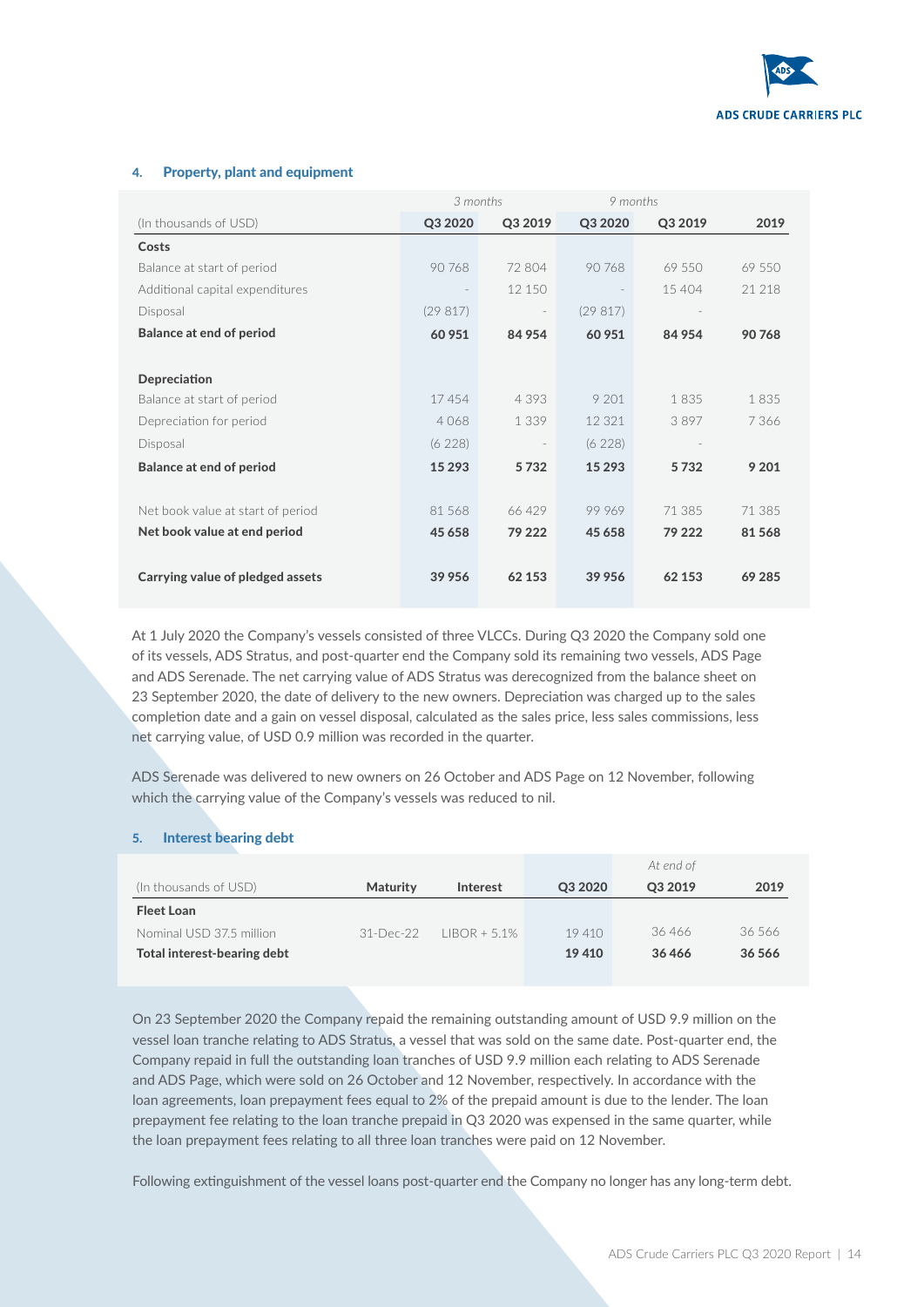## 4. Property, plant and equipment

| | 3 months | | 9 months | | |
|---|---|---|---|---|---|
| (In thousands of USD) | **Q3 2020** | **Q3 2019** | **Q3 2020** | **Q3 2019** | **2019** |
| **Costs** | | | | | |
| Balance at start of period | 90 768 | 72 804 | 90 768 | 69 550 | 69 550 |
| Additional capital expenditures | - | 12 150 | - | 15 404 | 21 218 |
| Disposal | (29 817) | - | (29 817) | - | |
| **Balance at end of period** | **60 951** | **84 954** | **60 951** | **84 954** | **90 768** |
| | | | | | |
| **Depreciation** | | | | | |
| Balance at start of period | 17 454 | 4 393 | 9 201 | 1 835 | 1 835 |
| Depreciation for period | 4 068 | 1 339 | 12 321 | 3 897 | 7 366 |
| Disposal | (6 228) | - | (6 228) | - | |
| **Balance at end of period** | **15 293** | **5 732** | **15 293** | **5 732** | **9 201** |
| | | | | | |
| Net book value at start of period | 81 568 | 66 429 | 99 969 | 71 385 | 71 385 |
| **Net book value at end period** | **45 658** | **79 222** | **45 658** | **79 222** | **81 568** |
| | | | | | |
| **Carrying value of pledged assets** | **39 956** | **62 153** | **39 956** | **62 153** | **69 285** |

At 1 July 2020 the Company's vessels consisted of three VLCCs. During Q3 2020 the Company sold one of its vessels, ADS Stratus, and post-quarter end the Company sold its remaining two vessels, ADS Page and ADS Serenade. The net carrying value of ADS Stratus was derecognized from the balance sheet on 23 September 2020, the date of delivery to the new owners. Depreciation was charged up to the sales completion date and a gain on vessel disposal, calculated as the sales price, less sales commissions, less net carrying value, of USD 0.9 million was recorded in the quarter.

ADS Serenade was delivered to new owners on 26 October and ADS Page on 12 November, following which the carrying value of the Company's vessels was reduced to nil.

## 5. Interest bearing debt

| | | | | At end of | |
|---|---|---|---|---|---|
| (In thousands of USD) | **Maturity** | **Interest** | **Q3 2020** | **Q3 2019** | **2019** |
| **Fleet Loan** | | | | | |
| Nominal USD 37.5 million | 31-Dec-22 | LIBOR + 5.1% | 19 410 | 36 466 | 36 566 |
| **Total interest-bearing debt** | | | **19 410** | **36 466** | **36 566** |

On 23 September 2020 the Company repaid the remaining outstanding amount of USD 9.9 million on the vessel loan tranche relating to ADS Stratus, a vessel that was sold on the same date. Post-quarter end, the Company repaid in full the outstanding loan tranches of USD 9.9 million each relating to ADS Serenade and ADS Page, which were sold on 26 October and 12 November, respectively. In accordance with the loan agreements, loan prepayment fees equal to 2% of the prepaid amount is due to the lender. The loan prepayment fee relating to the loan tranche prepaid in Q3 2020 was expensed in the same quarter, while the loan prepayment fees relating to all three loan tranches were paid on 12 November.

Following extinguishment of the vessel loans post-quarter end the Company no longer has any long-term debt.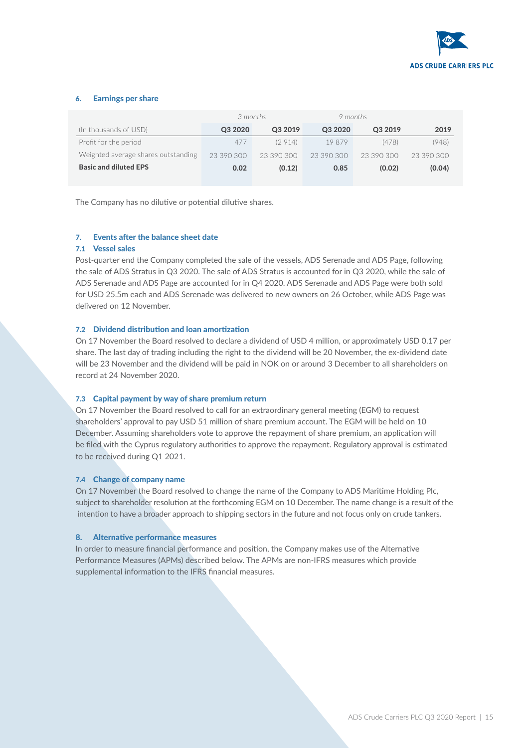### 6. Earnings per share

| | 3 months | | 9 months | | |
|---|---|---|---|---|---|
| (In thousands of USD) | **Q3 2020** | **Q3 2019** | **Q3 2020** | **Q3 2019** | **2019** |
| Profit for the period | 477 | (2 914) | 19 879 | (478) | (948) |
| Weighted average shares outstanding | 23 390 300 | 23 390 300 | 23 390 300 | 23 390 300 | 23 390 300 |
| **Basic and diluted EPS** | **0.02** | **(0.12)** | **0.85** | **(0.02)** | **(0.04)** |

The Company has no dilutive or potential dilutive shares.

### 7. Events after the balance sheet date

#### 7.1 Vessel sales

Post-quarter end the Company completed the sale of the vessels, ADS Serenade and ADS Page, following the sale of ADS Stratus in Q3 2020. The sale of ADS Stratus is accounted for in Q3 2020, while the sale of ADS Serenade and ADS Page are accounted for in Q4 2020. ADS Serenade and ADS Page were both sold for USD 25.5m each and ADS Serenade was delivered to new owners on 26 October, while ADS Page was delivered on 12 November.

#### 7.2 Dividend distribution and loan amortization

On 17 November the Board resolved to declare a dividend of USD 4 million, or approximately USD 0.17 per share. The last day of trading including the right to the dividend will be 20 November, the ex-dividend date will be 23 November and the dividend will be paid in NOK on or around 3 December to all shareholders on record at 24 November 2020.

#### 7.3 Capital payment by way of share premium return

On 17 November the Board resolved to call for an extraordinary general meeting (EGM) to request shareholders' approval to pay USD 51 million of share premium account. The EGM will be held on 10 December. Assuming shareholders vote to approve the repayment of share premium, an application will be filed with the Cyprus regulatory authorities to approve the repayment. Regulatory approval is estimated to be received during Q1 2021.

#### 7.4 Change of company name

On 17 November the Board resolved to change the name of the Company to ADS Maritime Holding Plc, subject to shareholder resolution at the forthcoming EGM on 10 December. The name change is a result of the intention to have a broader approach to shipping sectors in the future and not focus only on crude tankers.

### 8. Alternative performance measures

In order to measure financial performance and position, the Company makes use of the Alternative Performance Measures (APMs) described below. The APMs are non-IFRS measures which provide supplemental information to the IFRS financial measures.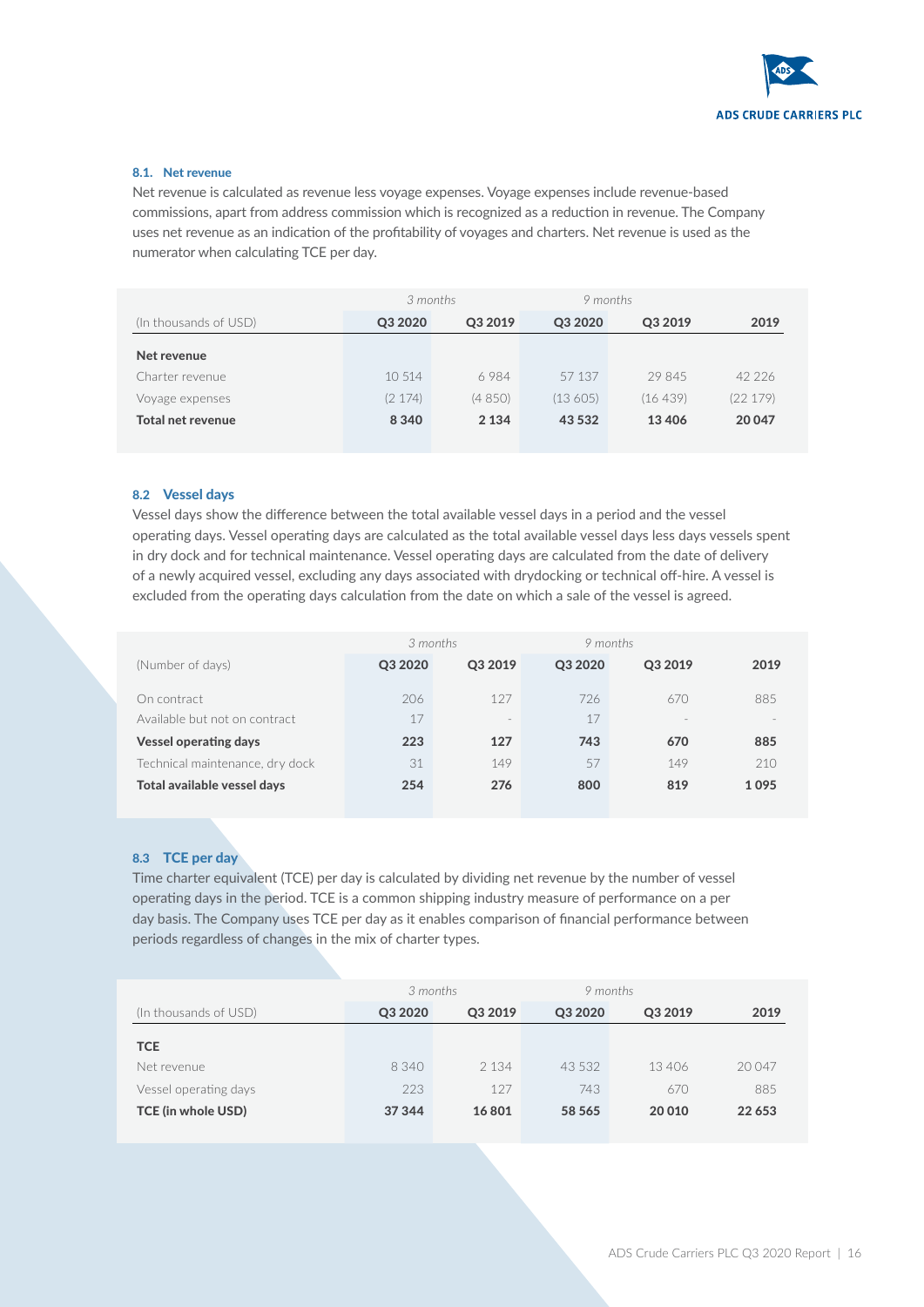### 8.1. Net revenue

Net revenue is calculated as revenue less voyage expenses. Voyage expenses include revenue-based commissions, apart from address commission which is recognized as a reduction in revenue. The Company uses net revenue as an indication of the profitability of voyages and charters. Net revenue is used as the numerator when calculating TCE per day.

| | *3 months* | | *9 months* | | |
|---|---|---|---|---|---|
| (In thousands of USD) | **Q3 2020** | **Q3 2019** | **Q3 2020** | **Q3 2019** | **2019** |
| **Net revenue** | | | | | |
| Charter revenue | 10 514 | 6 984 | 57 137 | 29 845 | 42 226 |
| Voyage expenses | (2 174) | (4 850) | (13 605) | (16 439) | (22 179) |
| **Total net revenue** | **8 340** | **2 134** | **43 532** | **13 406** | **20 047** |

### 8.2 Vessel days

Vessel days show the difference between the total available vessel days in a period and the vessel operating days. Vessel operating days are calculated as the total available vessel days less days vessels spent in dry dock and for technical maintenance. Vessel operating days are calculated from the date of delivery of a newly acquired vessel, excluding any days associated with drydocking or technical off-hire. A vessel is excluded from the operating days calculation from the date on which a sale of the vessel is agreed.

| | *3 months* | | *9 months* | | |
|---|---|---|---|---|---|
| (Number of days) | **Q3 2020** | **Q3 2019** | **Q3 2020** | **Q3 2019** | **2019** |
| On contract | 206 | 127 | 726 | 670 | 885 |
| Available but not on contract | 17 | - | 17 | - | - |
| **Vessel operating days** | **223** | **127** | **743** | **670** | **885** |
| Technical maintenance, dry dock | 31 | 149 | 57 | 149 | 210 |
| **Total available vessel days** | **254** | **276** | **800** | **819** | **1 095** |

### 8.3 TCE per day

Time charter equivalent (TCE) per day is calculated by dividing net revenue by the number of vessel operating days in the period. TCE is a common shipping industry measure of performance on a per day basis. The Company uses TCE per day as it enables comparison of financial performance between periods regardless of changes in the mix of charter types.

| | *3 months* | | *9 months* | | |
|---|---|---|---|---|---|
| (In thousands of USD) | **Q3 2020** | **Q3 2019** | **Q3 2020** | **Q3 2019** | **2019** |
| **TCE** | | | | | |
| Net revenue | 8 340 | 2 134 | 43 532 | 13 406 | 20 047 |
| Vessel operating days | 223 | 127 | 743 | 670 | 885 |
| **TCE (in whole USD)** | **37 344** | **16 801** | **58 565** | **20 010** | **22 653** |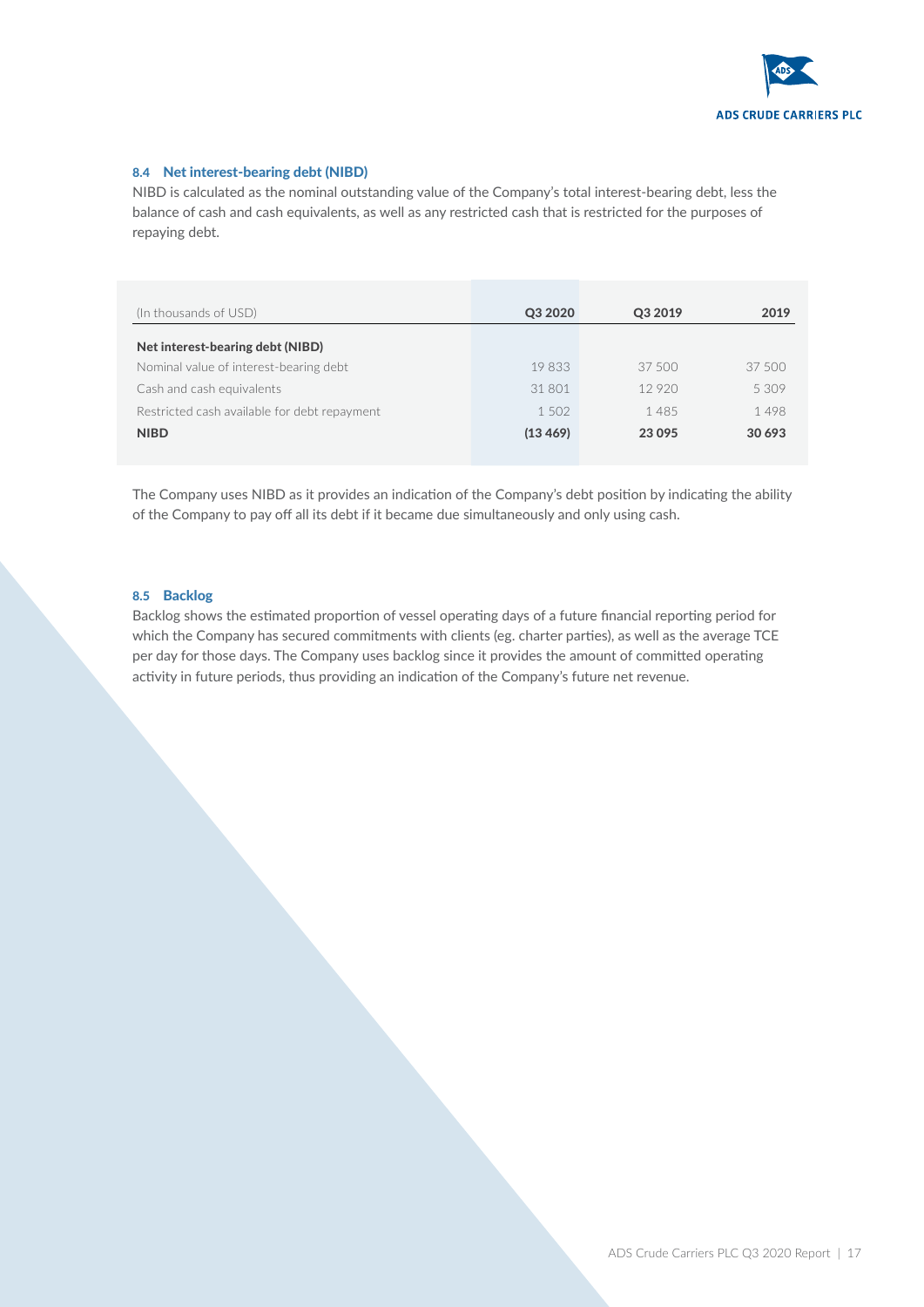### 8.4 Net interest-bearing debt (NIBD)

NIBD is calculated as the nominal outstanding value of the Company's total interest-bearing debt, less the balance of cash and cash equivalents, as well as any restricted cash that is restricted for the purposes of repaying debt.

| (In thousands of USD) | Q3 2020 | Q3 2019 | 2019 |
|---|---|---|---|
| **Net interest-bearing debt (NIBD)** | | | |
| Nominal value of interest-bearing debt | 19 833 | 37 500 | 37 500 |
| Cash and cash equivalents | 31 801 | 12 920 | 5 309 |
| Restricted cash available for debt repayment | 1 502 | 1 485 | 1 498 |
| **NIBD** | **(13 469)** | **23 095** | **30 693** |

The Company uses NIBD as it provides an indication of the Company's debt position by indicating the ability of the Company to pay off all its debt if it became due simultaneously and only using cash.

### 8.5 Backlog

Backlog shows the estimated proportion of vessel operating days of a future financial reporting period for which the Company has secured commitments with clients (eg. charter parties), as well as the average TCE per day for those days. The Company uses backlog since it provides the amount of committed operating activity in future periods, thus providing an indication of the Company's future net revenue.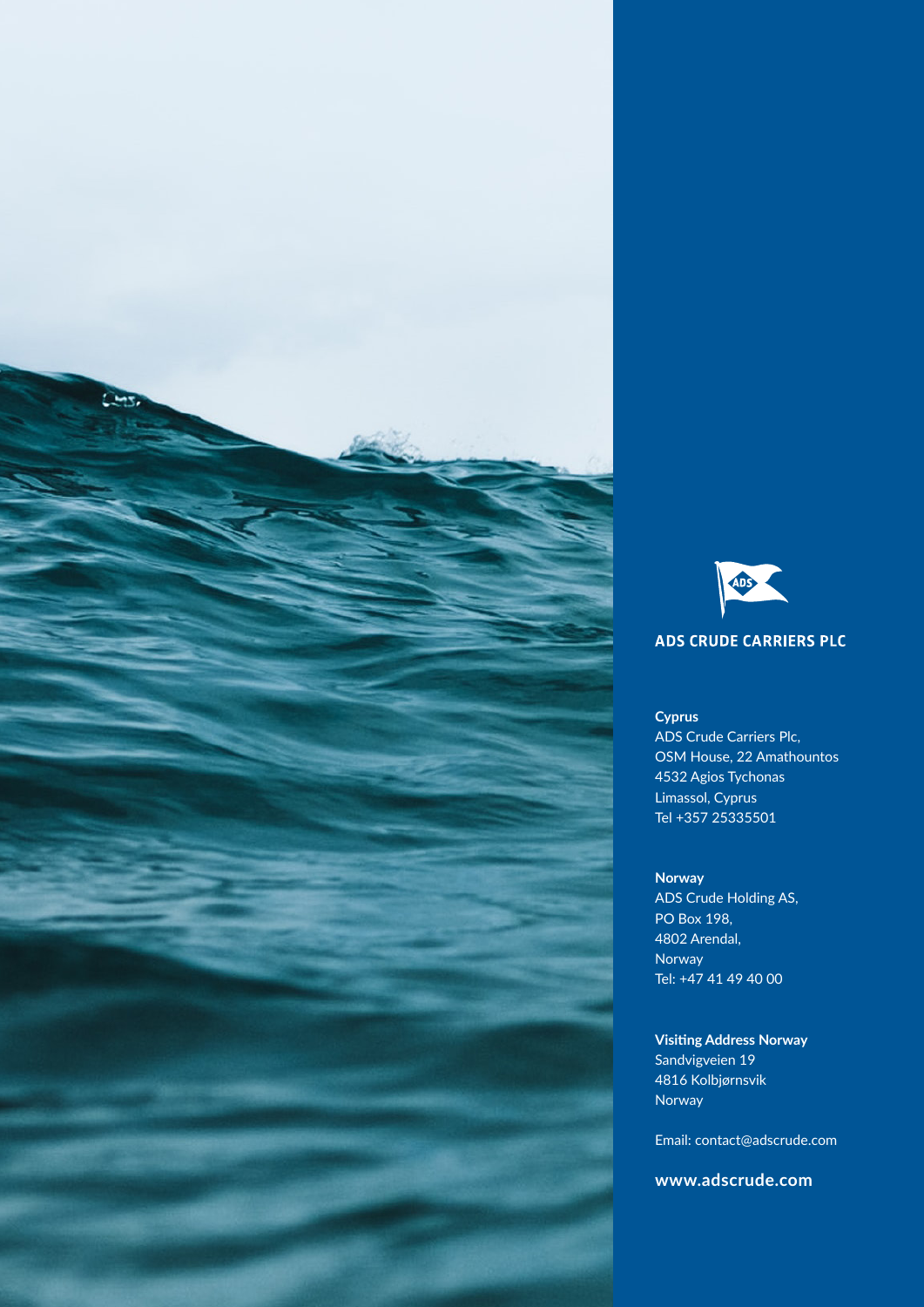**ADS CRUDE CARRIERS PLC**

**Cyprus**
ADS Crude Carriers Plc,
OSM House, 22 Amathountos
4532 Agios Tychonas
Limassol, Cyprus
Tel +357 25335501

**Norway**
ADS Crude Holding AS,
PO Box 198,
4802 Arendal,
Norway
Tel: +47 41 49 40 00

**Visiting Address Norway**
Sandvigveien 19
4816 Kolbjørnsvik
Norway

Email: contact@adscrude.com

**www.adscrude.com**